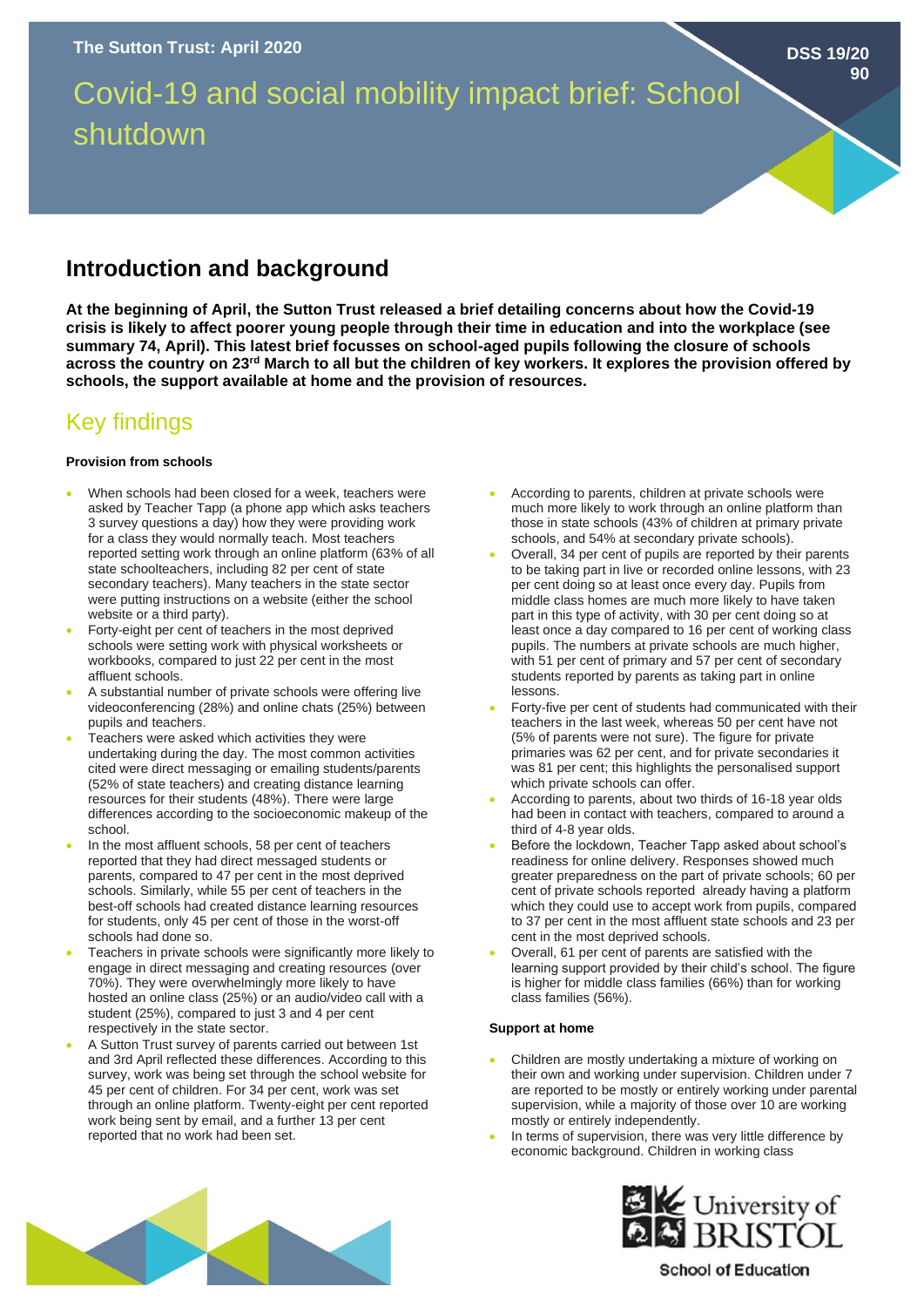The Sutton Trust: April 2020

DSS 19/20 90

# Covid-19 and social mobility impact brief: School shutdown

## Introduction and background

**At the beginning of April, the Sutton Trust released a brief detailing concerns about how the Covid-19 crisis is likely to affect poorer young people through their time in education and into the workplace (see summary 74, April). This latest brief focusses on school-aged pupils following the closure of schools across the country on 23rd March to all but the children of key workers. It explores the provision offered by schools, the support available at home and the provision of resources.**

## Key findings

#### Provision from schools

- When schools had been closed for a week, teachers were asked by Teacher Tapp (a phone app which asks teachers 3 survey questions a day) how they were providing work for a class they would normally teach. Most teachers reported setting work through an online platform (63% of all state schoolteachers, including 82 per cent of state secondary teachers). Many teachers in the state sector were putting instructions on a website (either the school website or a third party).
- Forty-eight per cent of teachers in the most deprived schools were setting work with physical worksheets or workbooks, compared to just 22 per cent in the most affluent schools.
- A substantial number of private schools were offering live videoconferencing (28%) and online chats (25%) between pupils and teachers.
- Teachers were asked which activities they were undertaking during the day. The most common activities cited were direct messaging or emailing students/parents (52% of state teachers) and creating distance learning resources for their students (48%). There were large differences according to the socioeconomic makeup of the school.
- In the most affluent schools, 58 per cent of teachers reported that they had direct messaged students or parents, compared to 47 per cent in the most deprived schools. Similarly, while 55 per cent of teachers in the best-off schools had created distance learning resources for students, only 45 per cent of those in the worst-off schools had done so.
- Teachers in private schools were significantly more likely to engage in direct messaging and creating resources (over 70%). They were overwhelmingly more likely to have hosted an online class (25%) or an audio/video call with a student (25%), compared to just 3 and 4 per cent respectively in the state sector.
- A Sutton Trust survey of parents carried out between 1st and 3rd April reflected these differences. According to this survey, work was being set through the school website for 45 per cent of children. For 34 per cent, work was set through an online platform. Twenty-eight per cent reported work being sent by email, and a further 13 per cent reported that no work had been set.
- According to parents, children at private schools were much more likely to work through an online platform than those in state schools (43% of children at primary private schools, and 54% at secondary private schools).
- Overall, 34 per cent of pupils are reported by their parents to be taking part in live or recorded online lessons, with 23 per cent doing so at least once every day. Pupils from middle class homes are much more likely to have taken part in this type of activity, with 30 per cent doing so at least once a day compared to 16 per cent of working class pupils. The numbers at private schools are much higher, with 51 per cent of primary and 57 per cent of secondary students reported by parents as taking part in online lessons.
- Forty-five per cent of students had communicated with their teachers in the last week, whereas 50 per cent have not (5% of parents were not sure). The figure for private primaries was 62 per cent, and for private secondaries it was 81 per cent; this highlights the personalised support which private schools can offer.
- According to parents, about two thirds of 16-18 year olds had been in contact with teachers, compared to around a third of 4-8 year olds.
- Before the lockdown, Teacher Tapp asked about school's readiness for online delivery. Responses showed much greater preparedness on the part of private schools; 60 per cent of private schools reported already having a platform which they could use to accept work from pupils, compared to 37 per cent in the most affluent state schools and 23 per cent in the most deprived schools.
- Overall, 61 per cent of parents are satisfied with the learning support provided by their child's school. The figure is higher for middle class families (66%) than for working class families (56%).

#### Support at home

- Children are mostly undertaking a mixture of working on their own and working under supervision. Children under 7 are reported to be mostly or entirely working under parental supervision, while a majority of those over 10 are working mostly or entirely independently.
- In terms of supervision, there was very little difference by economic background. Children in working class

University of BRISTOL School of Education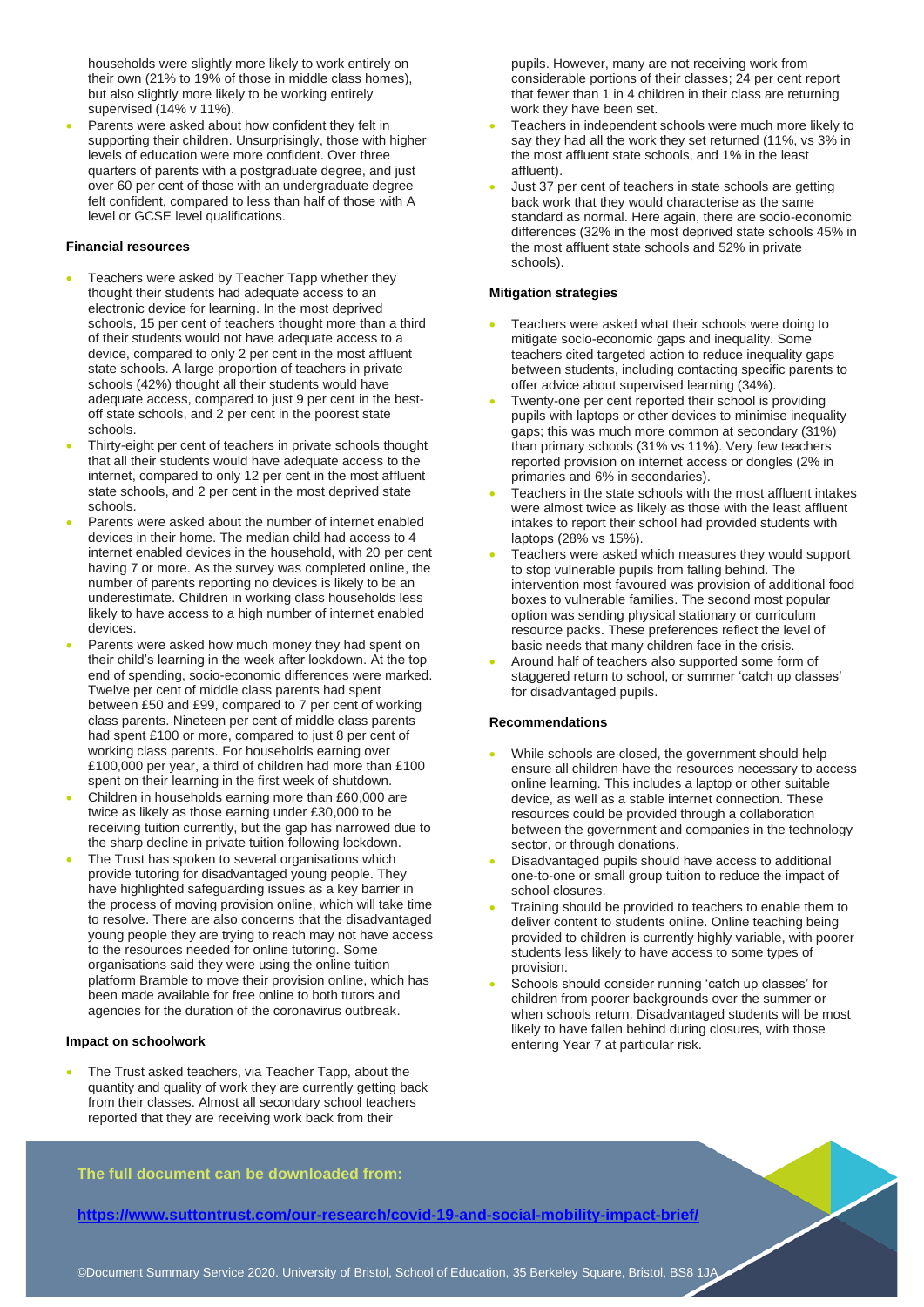households were slightly more likely to work entirely on their own (21% to 19% of those in middle class homes), but also slightly more likely to be working entirely supervised (14% v 11%).

- Parents were asked about how confident they felt in supporting their children. Unsurprisingly, those with higher levels of education were more confident. Over three quarters of parents with a postgraduate degree, and just over 60 per cent of those with an undergraduate degree felt confident, compared to less than half of those with A level or GCSE level qualifications.

**Financial resources**

- Teachers were asked by Teacher Tapp whether they thought their students had adequate access to an electronic device for learning. In the most deprived schools, 15 per cent of teachers thought more than a third of their students would not have adequate access to a device, compared to only 2 per cent in the most affluent state schools. A large proportion of teachers in private schools (42%) thought all their students would have adequate access, compared to just 9 per cent in the best-off state schools, and 2 per cent in the poorest state schools.
- Thirty-eight per cent of teachers in private schools thought that all their students would have adequate access to the internet, compared to only 12 per cent in the most affluent state schools, and 2 per cent in the most deprived state schools.
- Parents were asked about the number of internet enabled devices in their home. The median child had access to 4 internet enabled devices in the household, with 20 per cent having 7 or more. As the survey was completed online, the number of parents reporting no devices is likely to be an underestimate. Children in working class households less likely to have access to a high number of internet enabled devices.
- Parents were asked how much money they had spent on their child's learning in the week after lockdown. At the top end of spending, socio-economic differences were marked. Twelve per cent of middle class parents had spent between £50 and £99, compared to 7 per cent of working class parents. Nineteen per cent of middle class parents had spent £100 or more, compared to just 8 per cent of working class parents. For households earning over £100,000 per year, a third of children had more than £100 spent on their learning in the first week of shutdown.
- Children in households earning more than £60,000 are twice as likely as those earning under £30,000 to be receiving tuition currently, but the gap has narrowed due to the sharp decline in private tuition following lockdown.
- The Trust has spoken to several organisations which provide tutoring for disadvantaged young people. They have highlighted safeguarding issues as a key barrier in the process of moving provision online, which will take time to resolve. There are also concerns that the disadvantaged young people they are trying to reach may not have access to the resources needed for online tutoring. Some organisations said they were using the online tuition platform Bramble to move their provision online, which has been made available for free online to both tutors and agencies for the duration of the coronavirus outbreak.

**Impact on schoolwork**

- The Trust asked teachers, via Teacher Tapp, about the quantity and quality of work they are currently getting back from their classes. Almost all secondary school teachers reported that they are receiving work back from their pupils. However, many are not receiving work from considerable portions of their classes; 24 per cent report that fewer than 1 in 4 children in their class are returning work they have been set.
- Teachers in independent schools were much more likely to say they had all the work they set returned (11%, vs 3% in the most affluent state schools, and 1% in the least affluent).
- Just 37 per cent of teachers in state schools are getting back work that they would characterise as the same standard as normal. Here again, there are socio-economic differences (32% in the most deprived state schools 45% in the most affluent state schools and 52% in private schools).

**Mitigation strategies**

- Teachers were asked what their schools were doing to mitigate socio-economic gaps and inequality. Some teachers cited targeted action to reduce inequality gaps between students, including contacting specific parents to offer advice about supervised learning (34%).
- Twenty-one per cent reported their school is providing pupils with laptops or other devices to minimise inequality gaps; this was much more common at secondary (31%) than primary schools (31% vs 11%). Very few teachers reported provision on internet access or dongles (2% in primaries and 6% in secondaries).
- Teachers in the state schools with the most affluent intakes were almost twice as likely as those with the least affluent intakes to report their school had provided students with laptops (28% vs 15%).
- Teachers were asked which measures they would support to stop vulnerable pupils from falling behind. The intervention most favoured was provision of additional food boxes to vulnerable families. The second most popular option was sending physical stationary or curriculum resource packs. These preferences reflect the level of basic needs that many children face in the crisis.
- Around half of teachers also supported some form of staggered return to school, or summer 'catch up classes' for disadvantaged pupils.

**Recommendations**

- While schools are closed, the government should help ensure all children have the resources necessary to access online learning. This includes a laptop or other suitable device, as well as a stable internet connection. These resources could be provided through a collaboration between the government and companies in the technology sector, or through donations.
- Disadvantaged pupils should have access to additional one-to-one or small group tuition to reduce the impact of school closures.
- Training should be provided to teachers to enable them to deliver content to students online. Online teaching being provided to children is currently highly variable, with poorer students less likely to have access to some types of provision.
- Schools should consider running 'catch up classes' for children from poorer backgrounds over the summer or when schools return. Disadvantaged students will be most likely to have fallen behind during closures, with those entering Year 7 at particular risk.

**The full document can be downloaded from:**

https://www.suttontrust.com/our-research/covid-19-and-social-mobility-impact-brief/

©Document Summary Service 2020. University of Bristol, School of Education, 35 Berkeley Square, Bristol, BS8 1JA